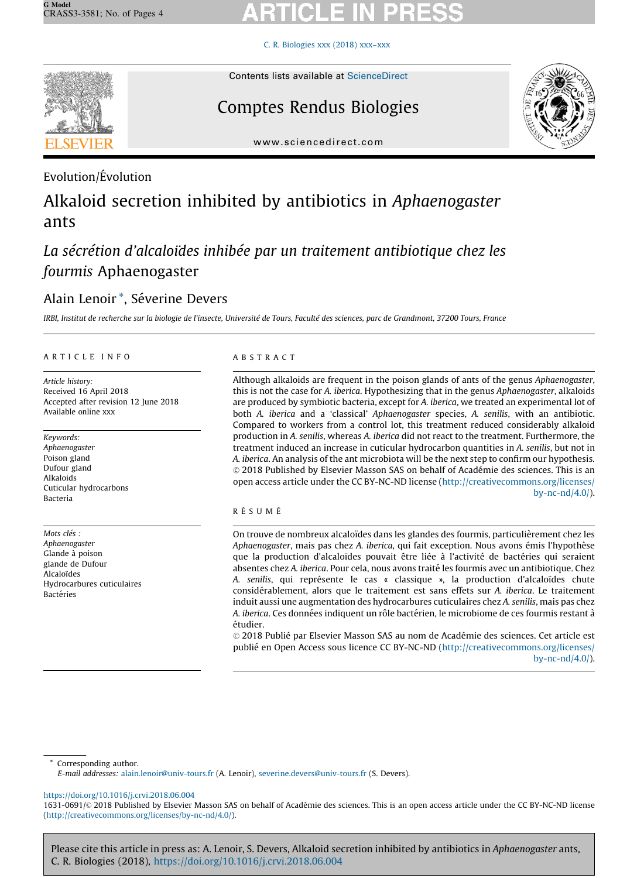Evolution/Évolution

# Alkaloid secretion inhibited by antibiotics in *Aphaenogaster* ants

## *La sécrétion d'alcaloïdes inhibée par un traitement antibiotique chez les fourmis* Aphaenogaster

Alain Lenoir *, Séverine Devers

*IRBI, Institut de recherche sur la biologie de l'insecte, Université de Tours, Faculté des sciences, parc de Grandmont, 37200 Tours, France*

### ARTICLE INFO

*Article history:*
Received 16 April 2018
Accepted after revision 12 June 2018
Available online xxx

*Keywords:*
*Aphaenogaster*
Poison gland
Dufour gland
Alkaloids
Cuticular hydrocarbons
Bacteria

*Mots clés :*
*Aphaenogaster*
Glande à poison
glande de Dufour
Alcaloïdes
Hydrocarbures cuticulaires
Bactéries

### ABSTRACT

Although alkaloids are frequent in the poison glands of ants of the genus *Aphaenogaster*, this is not the case for *A. iberica*. Hypothesizing that in the genus *Aphaenogaster*, alkaloids are produced by symbiotic bacteria, except for *A. iberica*, we treated an experimental lot of both *A. iberica* and a 'classical' *Aphaenogaster* species, *A. senilis*, with an antibiotic. Compared to workers from a control lot, this treatment reduced considerably alkaloid production in *A. senilis*, whereas *A. iberica* did not react to the treatment. Furthermore, the treatment induced an increase in cuticular hydrocarbon quantities in *A. senilis*, but not in *A. iberica*. An analysis of the ant microbiota will be the next step to confirm our hypothesis.

© 2018 Published by Elsevier Masson SAS on behalf of Académie des sciences. This is an open access article under the CC BY-NC-ND license (http://creativecommons.org/licenses/by-nc-nd/4.0/).

### RÉSUMÉ

On trouve de nombreux alcaloïdes dans les glandes des fourmis, particulièrement chez les *Aphaenogaster*, mais pas chez *A. iberica*, qui fait exception. Nous avons émis l'hypothèse que la production d'alcaloïdes pouvait être liée à l'activité de bactéries qui seraient absentes chez *A. iberica*. Pour cela, nous avons traité les fourmis avec un antibiotique. Chez *A. senilis*, qui représente le cas « classique », la production d'alcaloïdes chute considérablement, alors que le traitement est sans effets sur *A. iberica*. Le traitement induit aussi une augmentation des hydrocarbures cuticulaires chez *A. senilis*, mais pas chez *A. iberica*. Ces données indiquent un rôle bactérien, le microbiome de ces fourmis restant à étudier.

© 2018 Publié par Elsevier Masson SAS au nom de Académie des sciences. Cet article est publié en Open Access sous licence CC BY-NC-ND (http://creativecommons.org/licenses/by-nc-nd/4.0/).

---

* Corresponding author.
*E-mail addresses:* alain.lenoir@univ-tours.fr (A. Lenoir), severine.devers@univ-tours.fr (S. Devers).

https://doi.org/10.1016/j.crvi.2018.06.004
1631-0691/© 2018 Published by Elsevier Masson SAS on behalf of Académie des sciences. This is an open access article under the CC BY-NC-ND license (http://creativecommons.org/licenses/by-nc-nd/4.0/).

Please cite this article in press as: A. Lenoir, S. Devers, Alkaloid secretion inhibited by antibiotics in *Aphaenogaster* ants, C. R. Biologies (2018), https://doi.org/10.1016/j.crvi.2018.06.004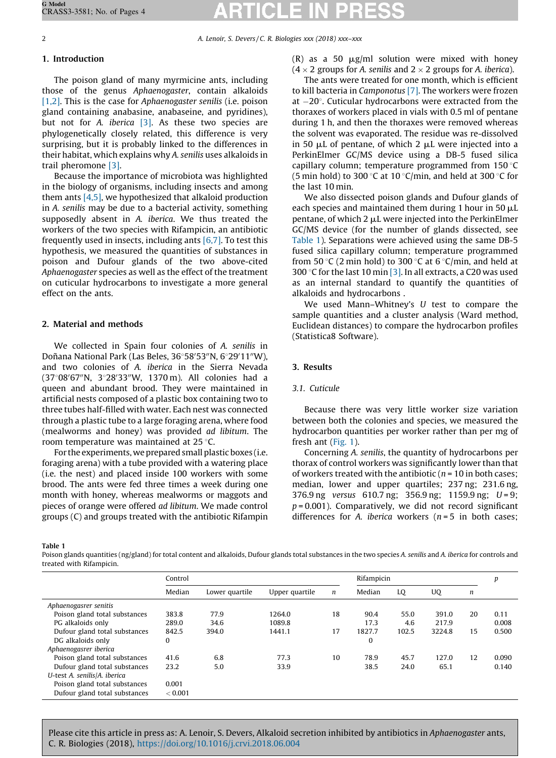## 1. Introduction

The poison gland of many myrmicine ants, including those of the genus *Aphaenogaster*, contain alkaloids [1,2]. This is the case for *Aphaenogaster senilis* (i.e. poison gland containing anabasine, anabaseine, and pyridines), but not for *A. iberica* [3]. As these two species are phylogenetically closely related, this difference is very surprising, but it is probably linked to the differences in their habitat, which explains why *A. senilis* uses alkaloids in trail pheromone [3].

Because the importance of microbiota was highlighted in the biology of organisms, including insects and among them ants [4,5], we hypothesized that alkaloid production in *A. senilis* may be due to a bacterial activity, something supposedly absent in *A. iberica*. We thus treated the workers of the two species with Rifampicin, an antibiotic frequently used in insects, including ants [6,7]. To test this hypothesis, we measured the quantities of substances in poison and Dufour glands of the two above-cited *Aphaenogaster* species as well as the effect of the treatment on cuticular hydrocarbons to investigate a more general effect on the ants.

## 2. Material and methods

We collected in Spain four colonies of *A. senilis* in Doñana National Park (Las Beles, 36°58′53″N, 6°29′11″W), and two colonies of *A. iberica* in the Sierra Nevada (37°08′67″N, 3°28′33″W, 1370 m). All colonies had a queen and abundant brood. They were maintained in artificial nests composed of a plastic box containing two to three tubes half-filled with water. Each nest was connected through a plastic tube to a large foraging arena, where food (mealworms and honey) was provided *ad libitum*. The room temperature was maintained at 25 °C.

For the experiments, we prepared small plastic boxes (i.e. foraging arena) with a tube provided with a watering place (i.e. the nest) and placed inside 100 workers with some brood. The ants were fed three times a week during one month with honey, whereas mealworms or maggots and pieces of orange were offered *ad libitum*. We made control groups (C) and groups treated with the antibiotic Rifampin (R) as a 50 μg/ml solution were mixed with honey (4 × 2 groups for *A. senilis* and 2 × 2 groups for *A. iberica*).

The ants were treated for one month, which is efficient to kill bacteria in *Camponotus* [7]. The workers were frozen at −20°. Cuticular hydrocarbons were extracted from the thoraxes of workers placed in vials with 0.5 ml of pentane during 1 h, and then the thoraxes were removed whereas the solvent was evaporated. The residue was re-dissolved in 50 μL of pentane, of which 2 μL were injected into a PerkinElmer GC/MS device using a DB-5 fused silica capillary column; temperature programmed from 150 °C (5 min hold) to 300 °C at 10 °C/min, and held at 300 °C for the last 10 min.

We also dissected poison glands and Dufour glands of each species and maintained them during 1 hour in 50 μL pentane, of which 2 μL were injected into the PerkinElmer GC/MS device (for the number of glands dissected, see Table 1). Separations were achieved using the same DB-5 fused silica capillary column; temperature programmed from 50 °C (2 min hold) to 300 °C at 6 °C/min, and held at 300 °C for the last 10 min [3]. In all extracts, a C20 was used as an internal standard to quantify the quantities of alkaloids and hydrocarbons .

We used Mann–Whitney's *U* test to compare the sample quantities and a cluster analysis (Ward method, Euclidean distances) to compare the hydrocarbon profiles (Statistica8 Software).

## 3. Results

### 3.1. Cuticule

Because there was very little worker size variation between both the colonies and species, we measured the hydrocarbon quantities per worker rather than per mg of fresh ant (Fig. 1).

Concerning *A. senilis*, the quantity of hydrocarbons per thorax of control workers was significantly lower than that of workers treated with the antibiotic ($n = 10$ in both cases; median, lower and upper quartiles; 237 ng; 231.6 ng, 376.9 ng *versus* 610.7 ng; 356.9 ng; 1159.9 ng; $U = 9$; $p = 0.001$). Comparatively, we did not record significant differences for *A. iberica* workers ($n = 5$ in both cases;

**Table 1**
Poison glands quantities (ng/gland) for total content and alkaloids, Dufour glands total substances in the two species *A. senilis* and *A. iberica* for controls and treated with Rifampicin.

| | Control | | | | Rifampicin | | | | *p* |
|---|---|---|---|---|---|---|---|---|---|
| | Median | Lower quartile | Upper quartile | *n* | Median | LQ | UQ | *n* | |
| *Aphaenogasrer senitis* | | | | | | | | | |
| Poison gland total substances | 383.8 | 77.9 | 1264.0 | 18 | 90.4 | 55.0 | 391.0 | 20 | 0.11 |
| PG alkaloids only | 289.0 | 34.6 | 1089.8 | | 17.3 | 4.6 | 217.9 | | 0.008 |
| Dufour gland total substances | 842.5 | 394.0 | 1441.1 | 17 | 1827.7 | 102.5 | 3224.8 | 15 | 0.500 |
| DG alkaloids only | 0 | | | | 0 | | | | |
| *Aphaenogasrer iberica* | | | | | | | | | |
| Poison gland total substances | 41.6 | 6.8 | 77.3 | 10 | 78.9 | 45.7 | 127.0 | 12 | 0.090 |
| Dufour gland total substances | 23.2 | 5.0 | 33.9 | | 38.5 | 24.0 | 65.1 | | 0.140 |
| *U*-test *A. senilis*/*A. iberica* | | | | | | | | | |
| Poison gland total substances | 0.001 | | | | | | | | |
| Dufour gland total substances | < 0.001 | | | | | | | | |

Please cite this article in press as: A. Lenoir, S. Devers, Alkaloid secretion inhibited by antibiotics in *Aphaenogaster* ants, C. R. Biologies (2018), https://doi.org/10.1016/j.crvi.2018.06.004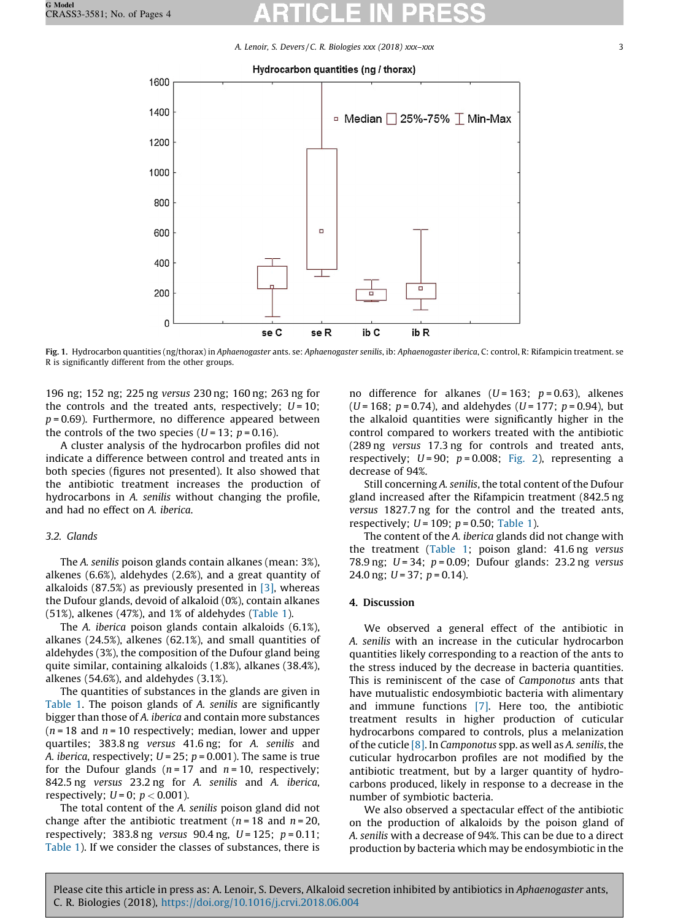Fig. 1. Hydrocarbon quantities (ng/thorax) in *Aphaenogaster* ants. se: *Aphaenogaster senilis*, ib: *Aphaenogaster iberica*, C: control, R: Rifampicin treatment. se R is significantly different from the other groups.

196 ng; 152 ng; 225 ng *versus* 230 ng; 160 ng; 263 ng for the controls and the treated ants, respectively; $U = 10$; $p = 0.69$). Furthermore, no difference appeared between the controls of the two species ($U = 13$; $p = 0.16$).

A cluster analysis of the hydrocarbon profiles did not indicate a difference between control and treated ants in both species (figures not presented). It also showed that the antibiotic treatment increases the production of hydrocarbons in *A. senilis* without changing the profile, and had no effect on *A. iberica*.

### 3.2. Glands

The *A. senilis* poison glands contain alkanes (mean: 3%), alkenes (6.6%), aldehydes (2.6%), and a great quantity of alkaloids (87.5%) as previously presented in [3], whereas the Dufour glands, devoid of alkaloid (0%), contain alkanes (51%), alkenes (47%), and 1% of aldehydes (Table 1).

The *A. iberica* poison glands contain alkaloids (6.1%), alkanes (24.5%), alkenes (62.1%), and small quantities of aldehydes (3%), the composition of the Dufour gland being quite similar, containing alkaloids (1.8%), alkanes (38.4%), alkenes (54.6%), and aldehydes (3.1%).

The quantities of substances in the glands are given in Table 1. The poison glands of *A. senilis* are significantly bigger than those of *A. iberica* and contain more substances ($n = 18$ and $n = 10$ respectively; median, lower and upper quartiles; 383.8 ng *versus* 41.6 ng; for *A. senilis* and *A. iberica*, respectively; $U = 25$; $p = 0.001$). The same is true for the Dufour glands ($n = 17$ and $n = 10$, respectively; 842.5 ng *versus* 23.2 ng for *A. senilis* and *A. iberica*, respectively; $U = 0$; $p < 0.001$).

The total content of the *A. senilis* poison gland did not change after the antibiotic treatment ($n = 18$ and $n = 20$, respectively; 383.8 ng *versus* 90.4 ng, $U = 125$; $p = 0.11$; Table 1). If we consider the classes of substances, there is no difference for alkanes ($U = 163$; $p = 0.63$), alkenes ($U = 168$; $p = 0.74$), and aldehydes ($U = 177$; $p = 0.94$), but the alkaloid quantities were significantly higher in the control compared to workers treated with the antibiotic (289 ng *versus* 17.3 ng for controls and treated ants, respectively; $U = 90$; $p = 0.008$; Fig. 2), representing a decrease of 94%.

Still concerning *A. senilis*, the total content of the Dufour gland increased after the Rifampicin treatment (842.5 ng *versus* 1827.7 ng for the control and the treated ants, respectively; $U = 109$; $p = 0.50$; Table 1).

The content of the *A. iberica* glands did not change with the treatment (Table 1; poison gland: 41.6 ng *versus* 78.9 ng; $U = 34$; $p = 0.09$; Dufour glands: 23.2 ng *versus* 24.0 ng; $U = 37$; $p = 0.14$).

## 4. Discussion

We observed a general effect of the antibiotic in *A. senilis* with an increase in the cuticular hydrocarbon quantities likely corresponding to a reaction of the ants to the stress induced by the decrease in bacteria quantities. This is reminiscent of the case of *Camponotus* ants that have mutualistic endosymbiotic bacteria with alimentary and immune functions [7]. Here too, the antibiotic treatment results in higher production of cuticular hydrocarbons compared to controls, plus a melanization of the cuticle [8]. In *Camponotus* spp. as well as *A. senilis*, the cuticular hydrocarbon profiles are not modified by the antibiotic treatment, but by a larger quantity of hydrocarbons produced, likely in response to a decrease in the number of symbiotic bacteria.

We also observed a spectacular effect of the antibiotic on the production of alkaloids by the poison gland of *A. senilis* with a decrease of 94%. This can be due to a direct production by bacteria which may be endosymbiotic in the

Please cite this article in press as: A. Lenoir, S. Devers, Alkaloid secretion inhibited by antibiotics in *Aphaenogaster* ants, C. R. Biologies (2018), https://doi.org/10.1016/j.crvi.2018.06.004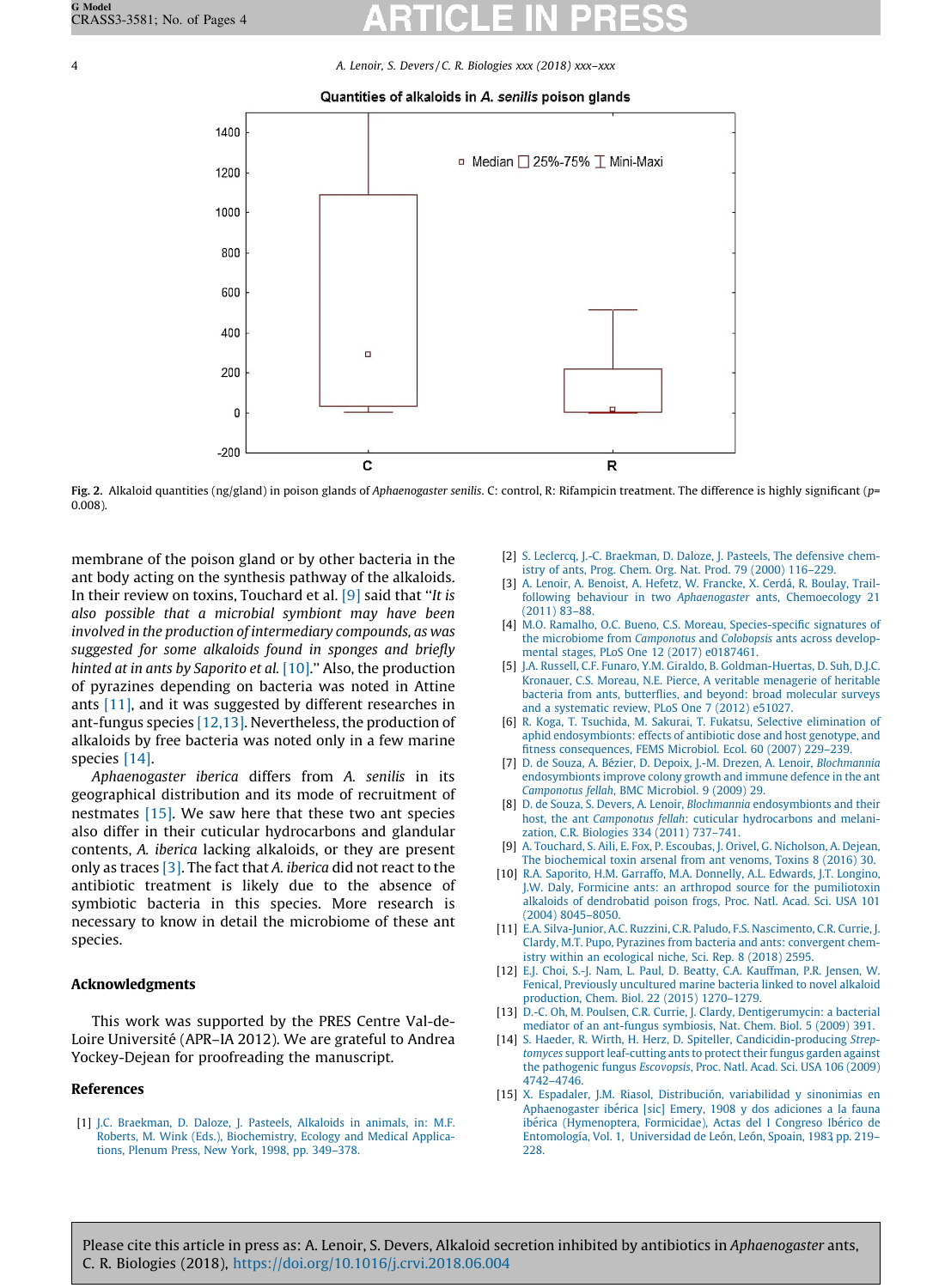Quantities of alkaloids in *A. senilis* poison glands

Median 25%-75% Mini-Maxi

1400
1200
1000
800
600
400
200
0
-200

C
R

**Fig. 2.** Alkaloid quantities (ng/gland) in poison glands of *Aphaenogaster senilis*. C: control, R: Rifampicin treatment. The difference is highly significant ($p$= 0.008).

membrane of the poison gland or by other bacteria in the ant body acting on the synthesis pathway of the alkaloids. In their review on toxins, Touchard et al. [9] said that "*It is also possible that a microbial symbiont may have been involved in the production of intermediary compounds, as was suggested for some alkaloids found in sponges and briefly hinted at in ants by Saporito et al.* [10]." Also, the production of pyrazines depending on bacteria was noted in Attine ants [11], and it was suggested by different researches in ant-fungus species [12,13]. Nevertheless, the production of alkaloids by free bacteria was noted only in a few marine species [14].

*Aphaenogaster iberica* differs from *A. senilis* in its geographical distribution and its mode of recruitment of nestmates [15]. We saw here that these two ant species also differ in their cuticular hydrocarbons and glandular contents, *A. iberica* lacking alkaloids, or they are present only as traces [3]. The fact that *A. iberica* did not react to the antibiotic treatment is likely due to the absence of symbiotic bacteria in this species. More research is necessary to know in detail the microbiome of these ant species.

## Acknowledgments

This work was supported by the PRES Centre Val-de-Loire Université (APR–IA 2012). We are grateful to Andrea Yockey-Dejean for proofreading the manuscript.

## References

[1] J.C. Braekman, D. Daloze, J. Pasteels, Alkaloids in animals, in: M.F. Roberts, M. Wink (Eds.), Biochemistry, Ecology and Medical Applications, Plenum Press, New York, 1998, pp. 349–378.

[2] S. Leclercq, J.-C. Braekman, D. Daloze, J. Pasteels, The defensive chemistry of ants, Prog. Chem. Org. Nat. Prod. 79 (2000) 116–229.

[3] A. Lenoir, A. Benoist, A. Hefetz, W. Francke, X. Cerdá, R. Boulay, Trail-following behaviour in two *Aphaenogaster* ants, Chemoecology 21 (2011) 83–88.

[4] M.O. Ramalho, O.C. Bueno, C.S. Moreau, Species-specific signatures of the microbiome from *Camponotus* and *Colobopsis* ants across developmental stages, PLoS One 12 (2017) e0187461.

[5] J.A. Russell, C.F. Funaro, Y.M. Giraldo, B. Goldman-Huertas, D. Suh, D.J.C. Kronauer, C.S. Moreau, N.E. Pierce, A veritable menagerie of heritable bacteria from ants, butterflies, and beyond: broad molecular surveys and a systematic review, PLoS One 7 (2012) e51027.

[6] R. Koga, T. Tsuchida, M. Sakurai, T. Fukatsu, Selective elimination of aphid endosymbionts: effects of antibiotic dose and host genotype, and fitness consequences, FEMS Microbiol. Ecol. 60 (2007) 229–239.

[7] D. de Souza, A. Bézier, D. Depoix, J.-M. Drezen, A. Lenoir, *Blochmannia* endosymbionts improve colony growth and immune defence in the ant *Camponotus fellah*, BMC Microbiol. 9 (2009) 29.

[8] D. de Souza, S. Devers, A. Lenoir, *Blochmannia* endosymbionts and their host, the ant *Camponotus fellah*: cuticular hydrocarbons and melanization, C.R. Biologies 334 (2011) 737–741.

[9] A. Touchard, S. Aili, E. Fox, P. Escoubas, J. Orivel, G. Nicholson, A. Dejean, The biochemical toxin arsenal from ant venoms, Toxins 8 (2016) 30.

[10] R.A. Saporito, H.M. Garraffo, M.A. Donnelly, A.L. Edwards, J.T. Longino, J.W. Daly, Formicine ants: an arthropod source for the pumiliotoxin alkaloids of dendrobatid poison frogs, Proc. Natl. Acad. Sci. USA 101 (2004) 8045–8050.

[11] E.A. Silva-Junior, A.C. Ruzzini, C.R. Paludo, F.S. Nascimento, C.R. Currie, J. Clardy, M.T. Pupo, Pyrazines from bacteria and ants: convergent chemistry within an ecological niche, Sci. Rep. 8 (2018) 2595.

[12] E.J. Choi, S.-J. Nam, L. Paul, D. Beatty, C.A. Kauffman, P.R. Jensen, W. Fenical, Previously uncultured marine bacteria linked to novel alkaloid production, Chem. Biol. 22 (2015) 1270–1279.

[13] D.-C. Oh, M. Poulsen, C.R. Currie, J. Clardy, Dentigerumycin: a bacterial mediator of an ant-fungus symbiosis, Nat. Chem. Biol. 5 (2009) 391.

[14] S. Haeder, R. Wirth, H. Herz, D. Spiteller, Candicidin-producing *Streptomyces* support leaf-cutting ants to protect their fungus garden against the pathogenic fungus *Escovopsis*, Proc. Natl. Acad. Sci. USA 106 (2009) 4742–4746.

[15] X. Espadaler, J.M. Riasol, Distribución, variabilidad y sinonimias en Aphaenogaster ibérica [sic] Emery, 1908 y dos adiciones a la fauna ibérica (Hymenoptera, Formicidae), Actas del I Congreso Ibérico de Entomología, Vol. 1, Universidad de León, León, Spoain, 1983, pp. 219–228.

Please cite this article in press as: A. Lenoir, S. Devers, Alkaloid secretion inhibited by antibiotics in *Aphaenogaster* ants, C. R. Biologies (2018), https://doi.org/10.1016/j.crvi.2018.06.004